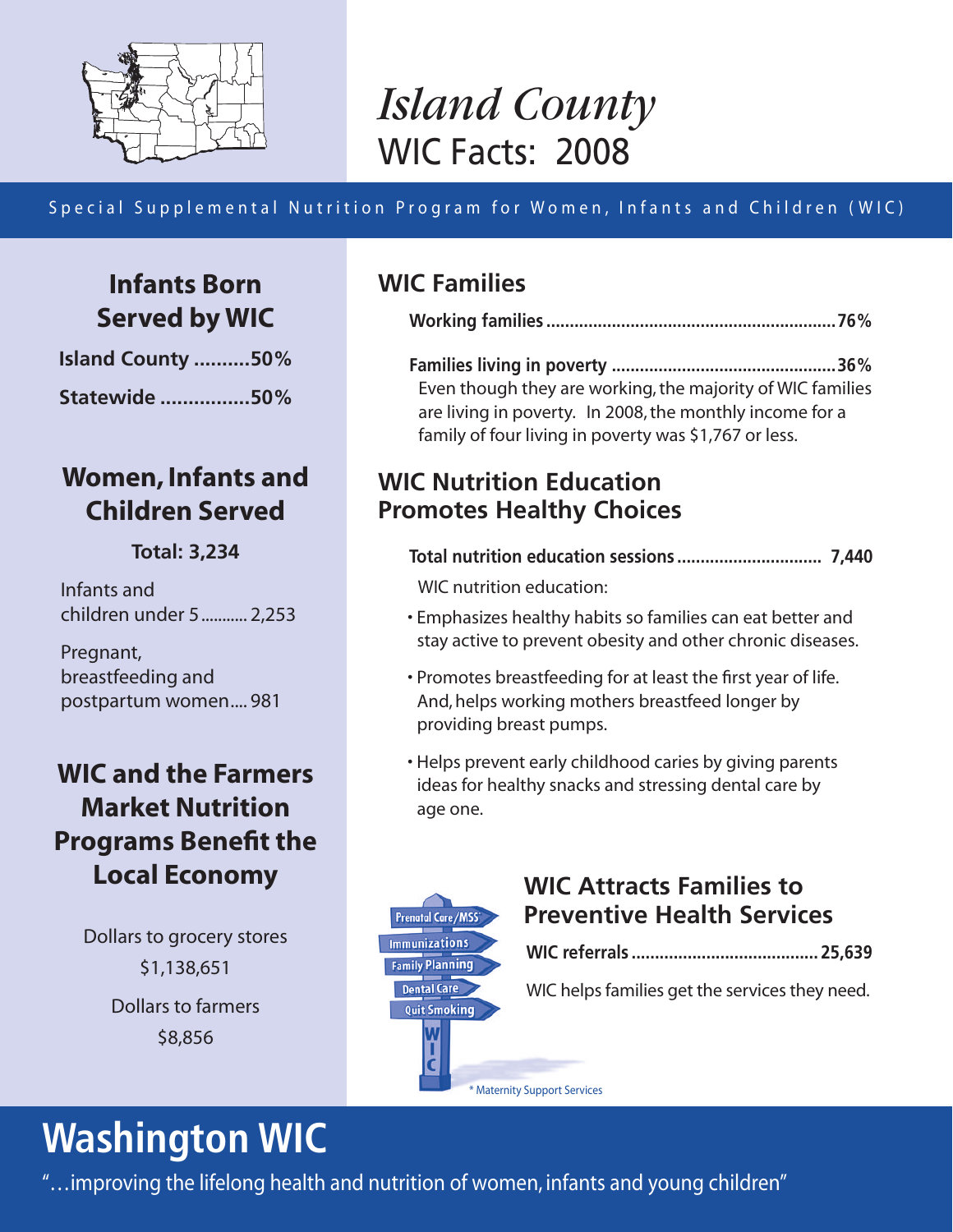# *Island County*
# WIC Facts: 2008

Special Supplemental Nutrition Program for Women, Infants and Children (WIC)

## Infants Born Served by WIC

**Island County ..........50%**

**Statewide ................50%**

## Women, Infants and Children Served

**Total: 3,234**

Infants and children under 5........... 2,253

Pregnant, breastfeeding and postpartum women.... 981

## WIC and the Farmers Market Nutrition Programs Benefit the Local Economy

Dollars to grocery stores
$1,138,651

Dollars to farmers
$8,856

## WIC Families

**Working families ............................................................76%**

**Families living in poverty ...............................................36%**

Even though they are working, the majority of WIC families are living in poverty. In 2008, the monthly income for a family of four living in poverty was $1,767 or less.

## WIC Nutrition Education Promotes Healthy Choices

**Total nutrition education sessions .............................. 7,440**

WIC nutrition education:

- Emphasizes healthy habits so families can eat better and stay active to prevent obesity and other chronic diseases.
- Promotes breastfeeding for at least the first year of life. And, helps working mothers breastfeed longer by providing breast pumps.
- Helps prevent early childhood caries by giving parents ideas for healthy snacks and stressing dental care by age one.

## WIC Attracts Families to Preventive Health Services

Prenatal Care/MSS*
Immunizations
Family Planning
Dental Care
Quit Smoking
WIC

**WIC referrals .......................................25,639**

WIC helps families get the services they need.

\* Maternity Support Services

# Washington WIC

"…improving the lifelong health and nutrition of women, infants and young children"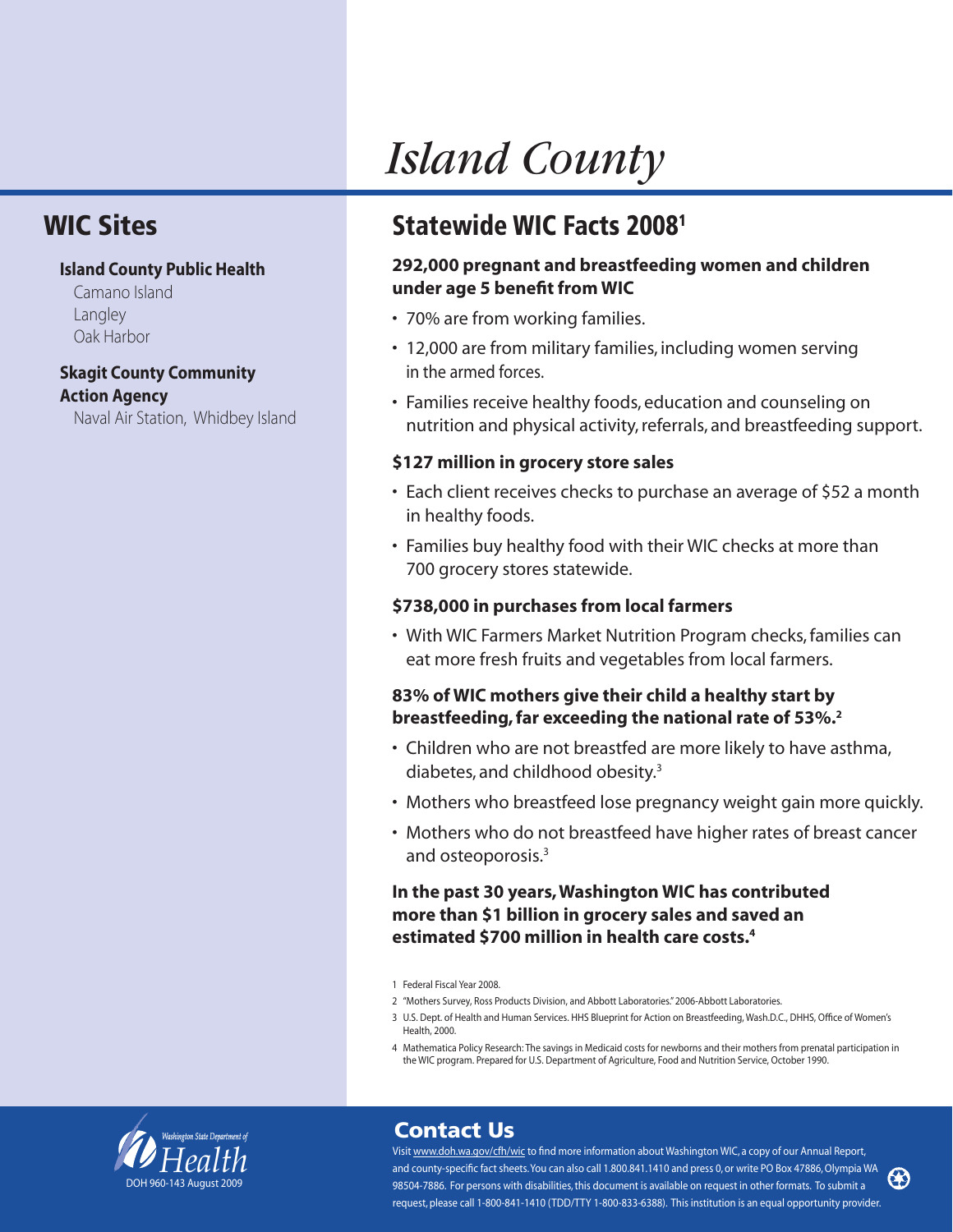# Island County

## WIC Sites

**Island County Public Health**

Camano Island
Langley
Oak Harbor

**Skagit County Community Action Agency**

Naval Air Station, Whidbey Island

## Statewide WIC Facts 2008[1]

### 292,000 pregnant and breastfeeding women and children under age 5 benefit from WIC

- 70% are from working families.
- 12,000 are from military families, including women serving in the armed forces.
- Families receive healthy foods, education and counseling on nutrition and physical activity, referrals, and breastfeeding support.

### $127 million in grocery store sales

- Each client receives checks to purchase an average of $52 a month in healthy foods.
- Families buy healthy food with their WIC checks at more than 700 grocery stores statewide.

### $738,000 in purchases from local farmers

- With WIC Farmers Market Nutrition Program checks, families can eat more fresh fruits and vegetables from local farmers.

### 83% of WIC mothers give their child a healthy start by breastfeeding, far exceeding the national rate of 53%.[2]

- Children who are not breastfed are more likely to have asthma, diabetes, and childhood obesity.[3]
- Mothers who breastfeed lose pregnancy weight gain more quickly.
- Mothers who do not breastfeed have higher rates of breast cancer and osteoporosis.[3]

### In the past 30 years, Washington WIC has contributed more than $1 billion in grocery sales and saved an estimated $700 million in health care costs.[4]

1 Federal Fiscal Year 2008.

2 "Mothers Survey, Ross Products Division, and Abbott Laboratories." 2006-Abbott Laboratories.

3 U.S. Dept. of Health and Human Services. HHS Blueprint for Action on Breastfeeding, Wash.D.C., DHHS, Office of Women's Health, 2000.

4 Mathematica Policy Research: The savings in Medicaid costs for newborns and their mothers from prenatal participation in the WIC program. Prepared for U.S. Department of Agriculture, Food and Nutrition Service, October 1990.

Washington State Department of Health

DOH 960-143 August 2009

## Contact Us

Visit www.doh.wa.gov/cfh/wic to find more information about Washington WIC, a copy of our Annual Report, and county-specific fact sheets. You can also call 1.800.841.1410 and press 0, or write PO Box 47886, Olympia WA 98504-7886. For persons with disabilities, this document is available on request in other formats. To submit a request, please call 1-800-841-1410 (TDD/TTY 1-800-833-6388). This institution is an equal opportunity provider.